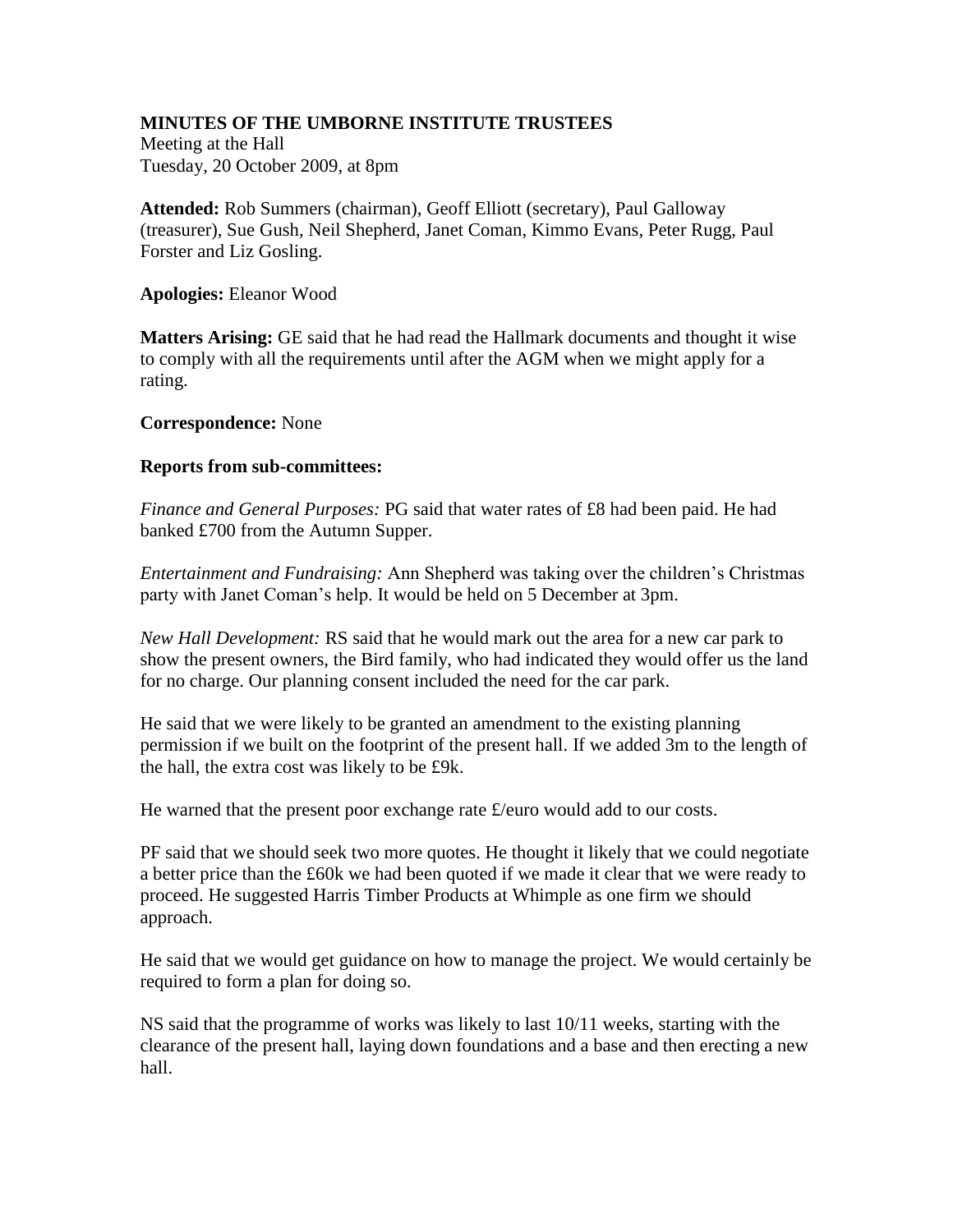# MINUTES OF THE UMBORNE INSTITUTE TRUSTEES

Meeting at the Hall
Tuesday, 20 October 2009, at 8pm

**Attended:** Rob Summers (chairman), Geoff Elliott (secretary), Paul Galloway (treasurer), Sue Gush, Neil Shepherd, Janet Coman, Kimmo Evans, Peter Rugg, Paul Forster and Liz Gosling.

**Apologies:** Eleanor Wood

**Matters Arising:** GE said that he had read the Hallmark documents and thought it wise to comply with all the requirements until after the AGM when we might apply for a rating.

**Correspondence:** None

**Reports from sub-committees:**

*Finance and General Purposes:* PG said that water rates of £8 had been paid. He had banked £700 from the Autumn Supper.

*Entertainment and Fundraising:* Ann Shepherd was taking over the children's Christmas party with Janet Coman's help. It would be held on 5 December at 3pm.

*New Hall Development:* RS said that he would mark out the area for a new car park to show the present owners, the Bird family, who had indicated they would offer us the land for no charge. Our planning consent included the need for the car park.

He said that we were likely to be granted an amendment to the existing planning permission if we built on the footprint of the present hall. If we added 3m to the length of the hall, the extra cost was likely to be £9k.

He warned that the present poor exchange rate £/euro would add to our costs.

PF said that we should seek two more quotes. He thought it likely that we could negotiate a better price than the £60k we had been quoted if we made it clear that we were ready to proceed. He suggested Harris Timber Products at Whimple as one firm we should approach.

He said that we would get guidance on how to manage the project. We would certainly be required to form a plan for doing so.

NS said that the programme of works was likely to last 10/11 weeks, starting with the clearance of the present hall, laying down foundations and a base and then erecting a new hall.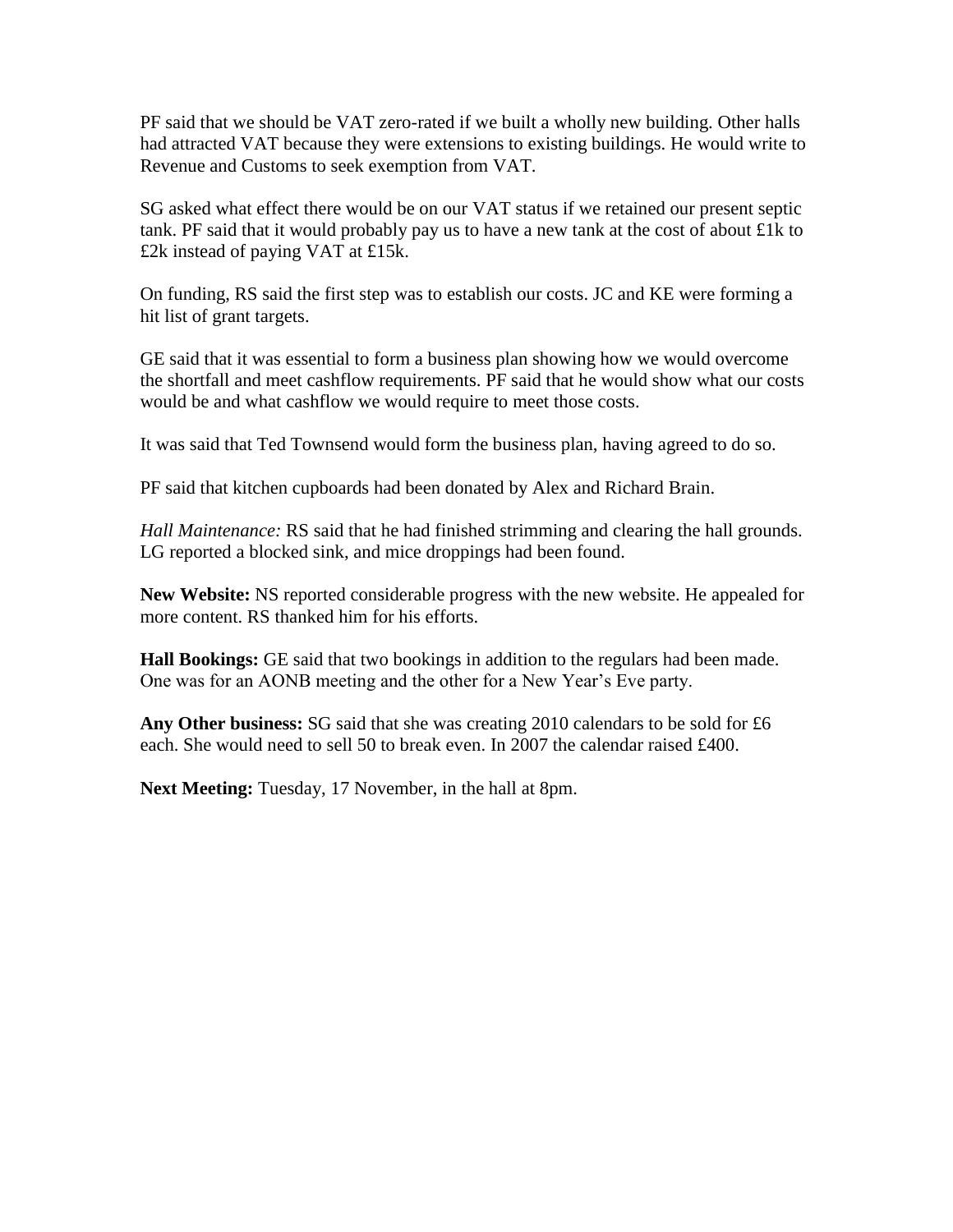PF said that we should be VAT zero-rated if we built a wholly new building. Other halls had attracted VAT because they were extensions to existing buildings. He would write to Revenue and Customs to seek exemption from VAT.

SG asked what effect there would be on our VAT status if we retained our present septic tank. PF said that it would probably pay us to have a new tank at the cost of about £1k to £2k instead of paying VAT at £15k.

On funding, RS said the first step was to establish our costs. JC and KE were forming a hit list of grant targets.

GE said that it was essential to form a business plan showing how we would overcome the shortfall and meet cashflow requirements. PF said that he would show what our costs would be and what cashflow we would require to meet those costs.

It was said that Ted Townsend would form the business plan, having agreed to do so.

PF said that kitchen cupboards had been donated by Alex and Richard Brain.

*Hall Maintenance:* RS said that he had finished strimming and clearing the hall grounds. LG reported a blocked sink, and mice droppings had been found.

**New Website:** NS reported considerable progress with the new website. He appealed for more content. RS thanked him for his efforts.

**Hall Bookings:** GE said that two bookings in addition to the regulars had been made. One was for an AONB meeting and the other for a New Year's Eve party.

**Any Other business:** SG said that she was creating 2010 calendars to be sold for £6 each. She would need to sell 50 to break even. In 2007 the calendar raised £400.

**Next Meeting:** Tuesday, 17 November, in the hall at 8pm.